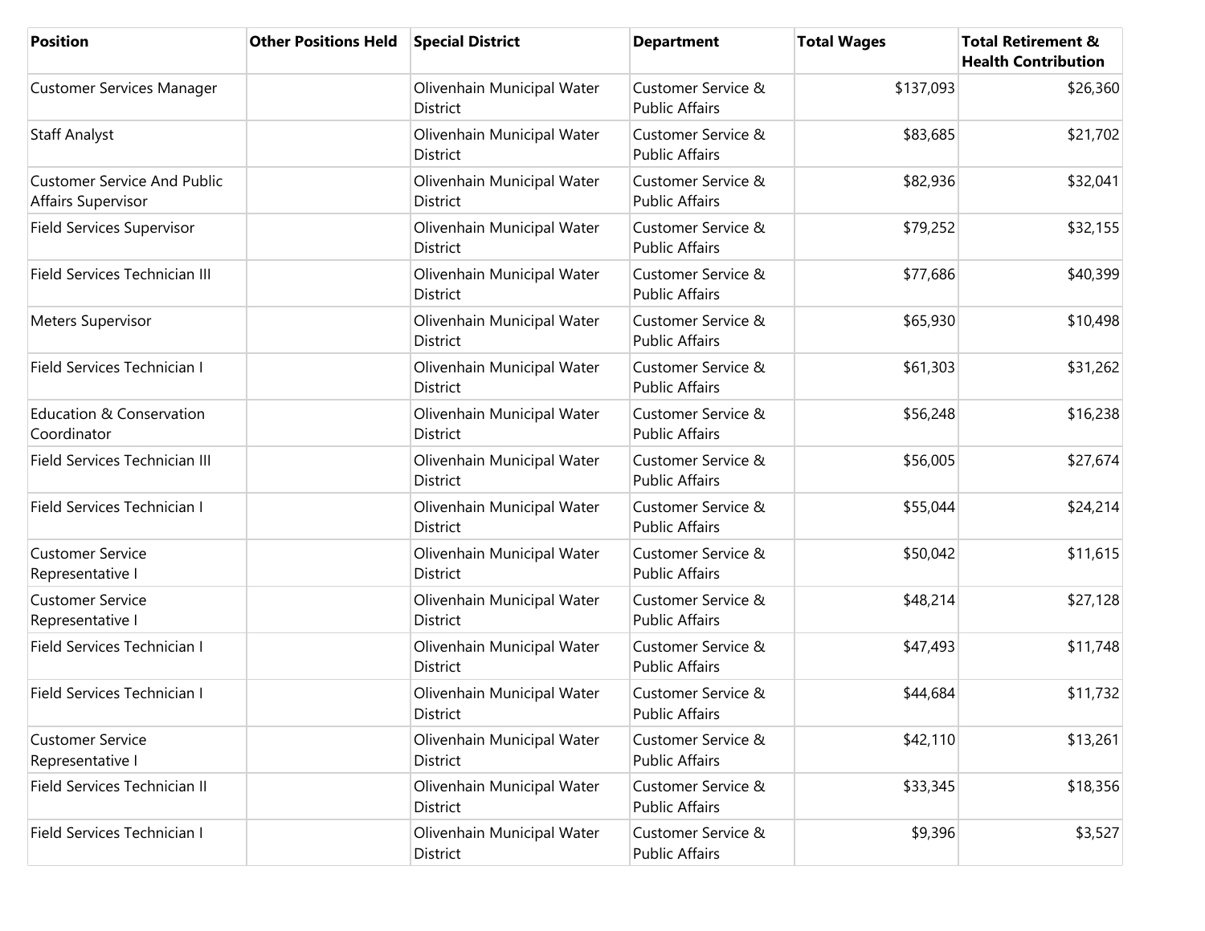| Position | Other Positions Held | Special District | Department | Total Wages | Total Retirement & Health Contribution |
|---|---|---|---|---|---|
| Customer Services Manager | | Olivenhain Municipal Water District | Customer Service & Public Affairs | $137,093 | $26,360 |
| Staff Analyst | | Olivenhain Municipal Water District | Customer Service & Public Affairs | $83,685 | $21,702 |
| Customer Service And Public Affairs Supervisor | | Olivenhain Municipal Water District | Customer Service & Public Affairs | $82,936 | $32,041 |
| Field Services Supervisor | | Olivenhain Municipal Water District | Customer Service & Public Affairs | $79,252 | $32,155 |
| Field Services Technician III | | Olivenhain Municipal Water District | Customer Service & Public Affairs | $77,686 | $40,399 |
| Meters Supervisor | | Olivenhain Municipal Water District | Customer Service & Public Affairs | $65,930 | $10,498 |
| Field Services Technician I | | Olivenhain Municipal Water District | Customer Service & Public Affairs | $61,303 | $31,262 |
| Education & Conservation Coordinator | | Olivenhain Municipal Water District | Customer Service & Public Affairs | $56,248 | $16,238 |
| Field Services Technician III | | Olivenhain Municipal Water District | Customer Service & Public Affairs | $56,005 | $27,674 |
| Field Services Technician I | | Olivenhain Municipal Water District | Customer Service & Public Affairs | $55,044 | $24,214 |
| Customer Service Representative I | | Olivenhain Municipal Water District | Customer Service & Public Affairs | $50,042 | $11,615 |
| Customer Service Representative I | | Olivenhain Municipal Water District | Customer Service & Public Affairs | $48,214 | $27,128 |
| Field Services Technician I | | Olivenhain Municipal Water District | Customer Service & Public Affairs | $47,493 | $11,748 |
| Field Services Technician I | | Olivenhain Municipal Water District | Customer Service & Public Affairs | $44,684 | $11,732 |
| Customer Service Representative I | | Olivenhain Municipal Water District | Customer Service & Public Affairs | $42,110 | $13,261 |
| Field Services Technician II | | Olivenhain Municipal Water District | Customer Service & Public Affairs | $33,345 | $18,356 |
| Field Services Technician I | | Olivenhain Municipal Water District | Customer Service & Public Affairs | $9,396 | $3,527 |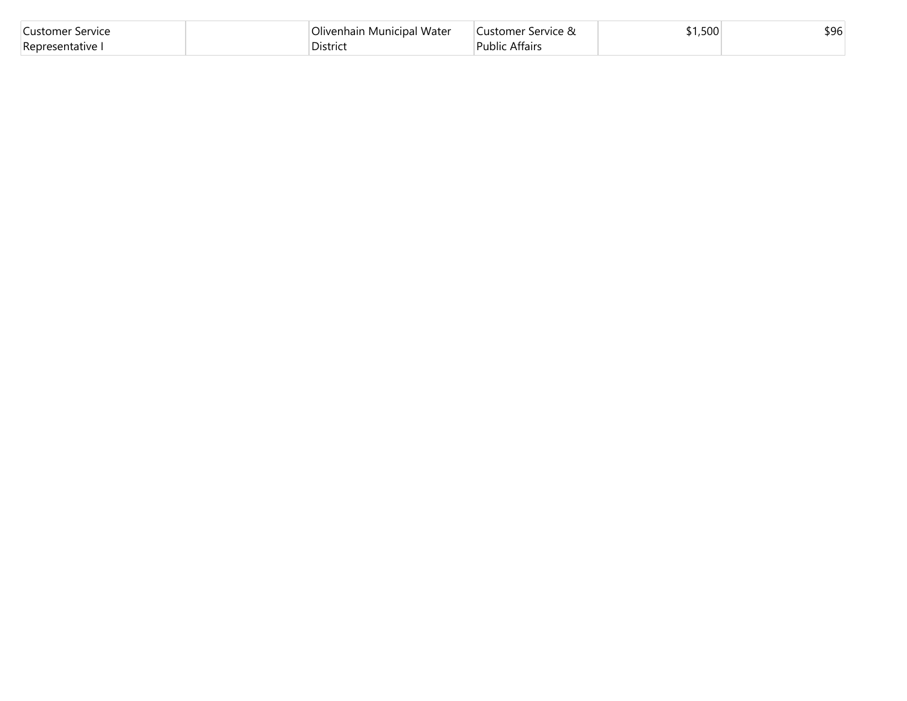| | | | | | |
|---|---|---|---|---|---|
| Customer Service Representative I | | Olivenhain Municipal Water District | Customer Service & Public Affairs | $1,500 | $96 |